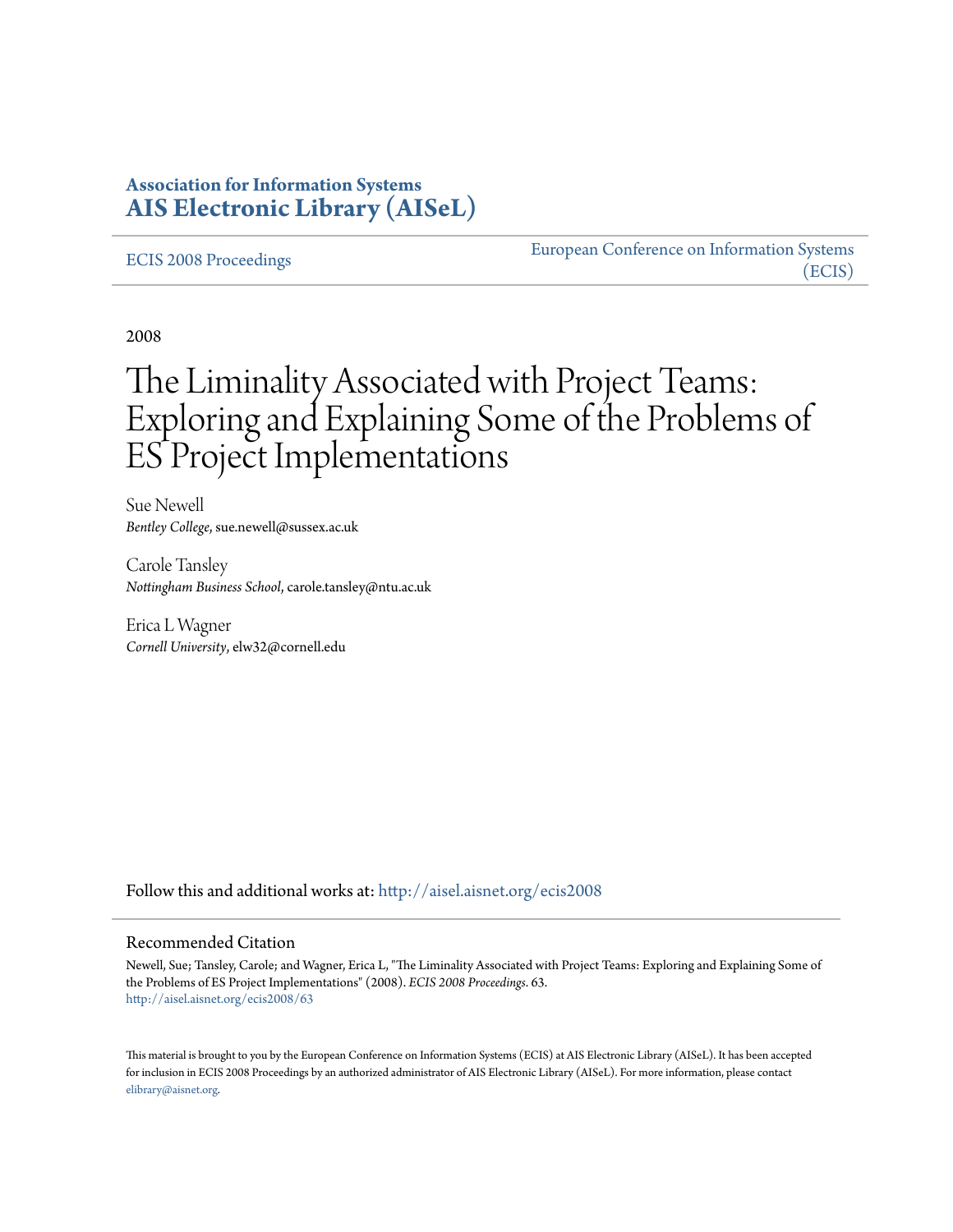# Association for Information Systems
# AIS Electronic Library (AISeL)

ECIS 2008 Proceedings

European Conference on Information Systems (ECIS)

2008

# The Liminality Associated with Project Teams: Exploring and Explaining Some of the Problems of ES Project Implementations

Sue Newell
*Bentley College*, sue.newell@sussex.ac.uk

Carole Tansley
*Nottingham Business School*, carole.tansley@ntu.ac.uk

Erica L Wagner
*Cornell University*, elw32@cornell.edu

Follow this and additional works at: http://aisel.aisnet.org/ecis2008

## Recommended Citation

Newell, Sue; Tansley, Carole; and Wagner, Erica L, "The Liminality Associated with Project Teams: Exploring and Explaining Some of the Problems of ES Project Implementations" (2008). *ECIS 2008 Proceedings*. 63.
http://aisel.aisnet.org/ecis2008/63

This material is brought to you by the European Conference on Information Systems (ECIS) at AIS Electronic Library (AISeL). It has been accepted for inclusion in ECIS 2008 Proceedings by an authorized administrator of AIS Electronic Library (AISeL). For more information, please contact elibrary@aisnet.org.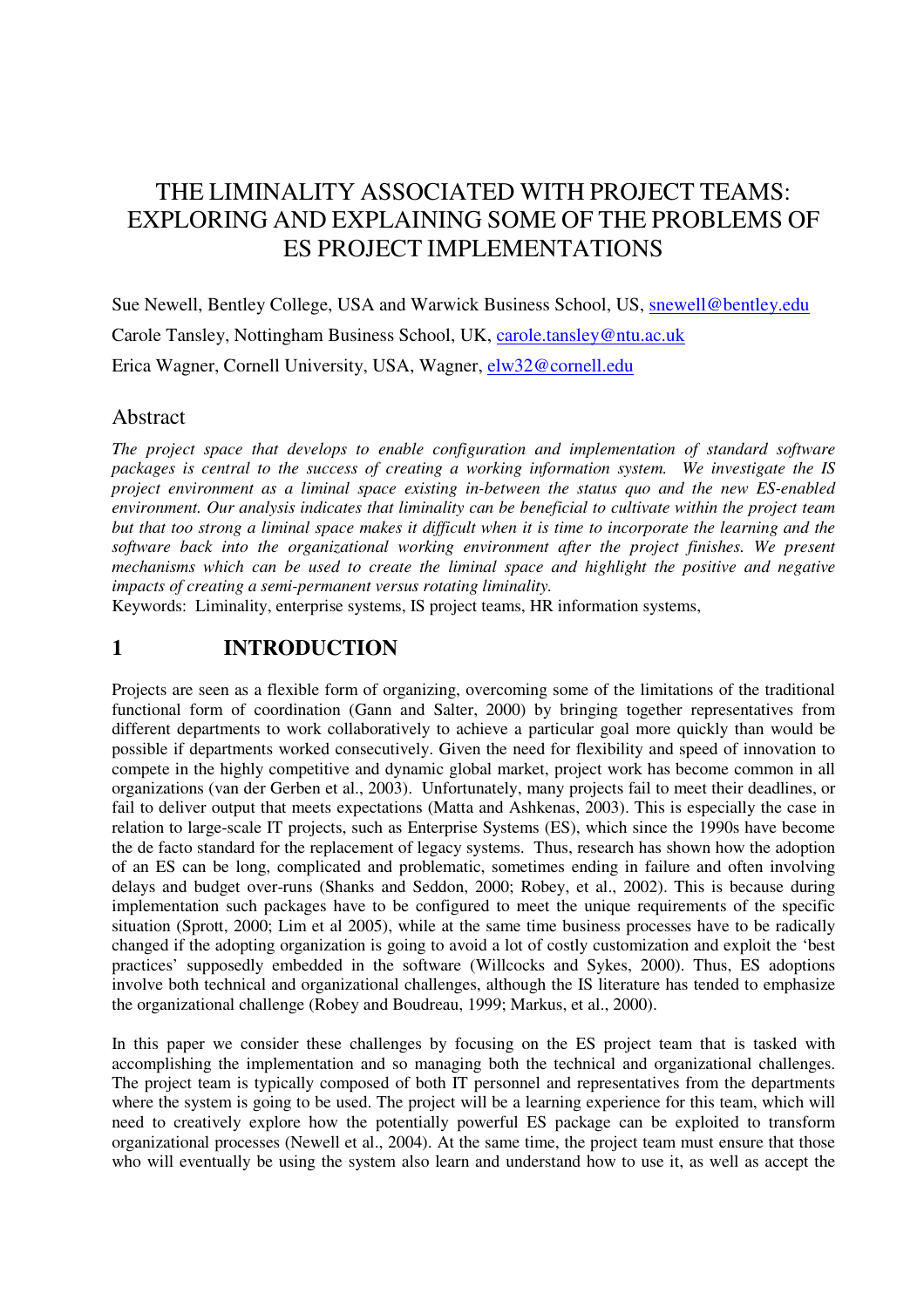# THE LIMINALITY ASSOCIATED WITH PROJECT TEAMS: EXPLORING AND EXPLAINING SOME OF THE PROBLEMS OF ES PROJECT IMPLEMENTATIONS

Sue Newell, Bentley College, USA and Warwick Business School, US, snewell@bentley.edu

Carole Tansley, Nottingham Business School, UK, carole.tansley@ntu.ac.uk

Erica Wagner, Cornell University, USA, Wagner, elw32@cornell.edu

## Abstract

*The project space that develops to enable configuration and implementation of standard software packages is central to the success of creating a working information system. We investigate the IS project environment as a liminal space existing in-between the status quo and the new ES-enabled environment. Our analysis indicates that liminality can be beneficial to cultivate within the project team but that too strong a liminal space makes it difficult when it is time to incorporate the learning and the software back into the organizational working environment after the project finishes. We present mechanisms which can be used to create the liminal space and highlight the positive and negative impacts of creating a semi-permanent versus rotating liminality.*

Keywords: Liminality, enterprise systems, IS project teams, HR information systems,

## 1 INTRODUCTION

Projects are seen as a flexible form of organizing, overcoming some of the limitations of the traditional functional form of coordination (Gann and Salter, 2000) by bringing together representatives from different departments to work collaboratively to achieve a particular goal more quickly than would be possible if departments worked consecutively. Given the need for flexibility and speed of innovation to compete in the highly competitive and dynamic global market, project work has become common in all organizations (van der Gerben et al., 2003). Unfortunately, many projects fail to meet their deadlines, or fail to deliver output that meets expectations (Matta and Ashkenas, 2003). This is especially the case in relation to large-scale IT projects, such as Enterprise Systems (ES), which since the 1990s have become the de facto standard for the replacement of legacy systems. Thus, research has shown how the adoption of an ES can be long, complicated and problematic, sometimes ending in failure and often involving delays and budget over-runs (Shanks and Seddon, 2000; Robey, et al., 2002). This is because during implementation such packages have to be configured to meet the unique requirements of the specific situation (Sprott, 2000; Lim et al 2005), while at the same time business processes have to be radically changed if the adopting organization is going to avoid a lot of costly customization and exploit the 'best practices' supposedly embedded in the software (Willcocks and Sykes, 2000). Thus, ES adoptions involve both technical and organizational challenges, although the IS literature has tended to emphasize the organizational challenge (Robey and Boudreau, 1999; Markus, et al., 2000).

In this paper we consider these challenges by focusing on the ES project team that is tasked with accomplishing the implementation and so managing both the technical and organizational challenges. The project team is typically composed of both IT personnel and representatives from the departments where the system is going to be used. The project will be a learning experience for this team, which will need to creatively explore how the potentially powerful ES package can be exploited to transform organizational processes (Newell et al., 2004). At the same time, the project team must ensure that those who will eventually be using the system also learn and understand how to use it, as well as accept the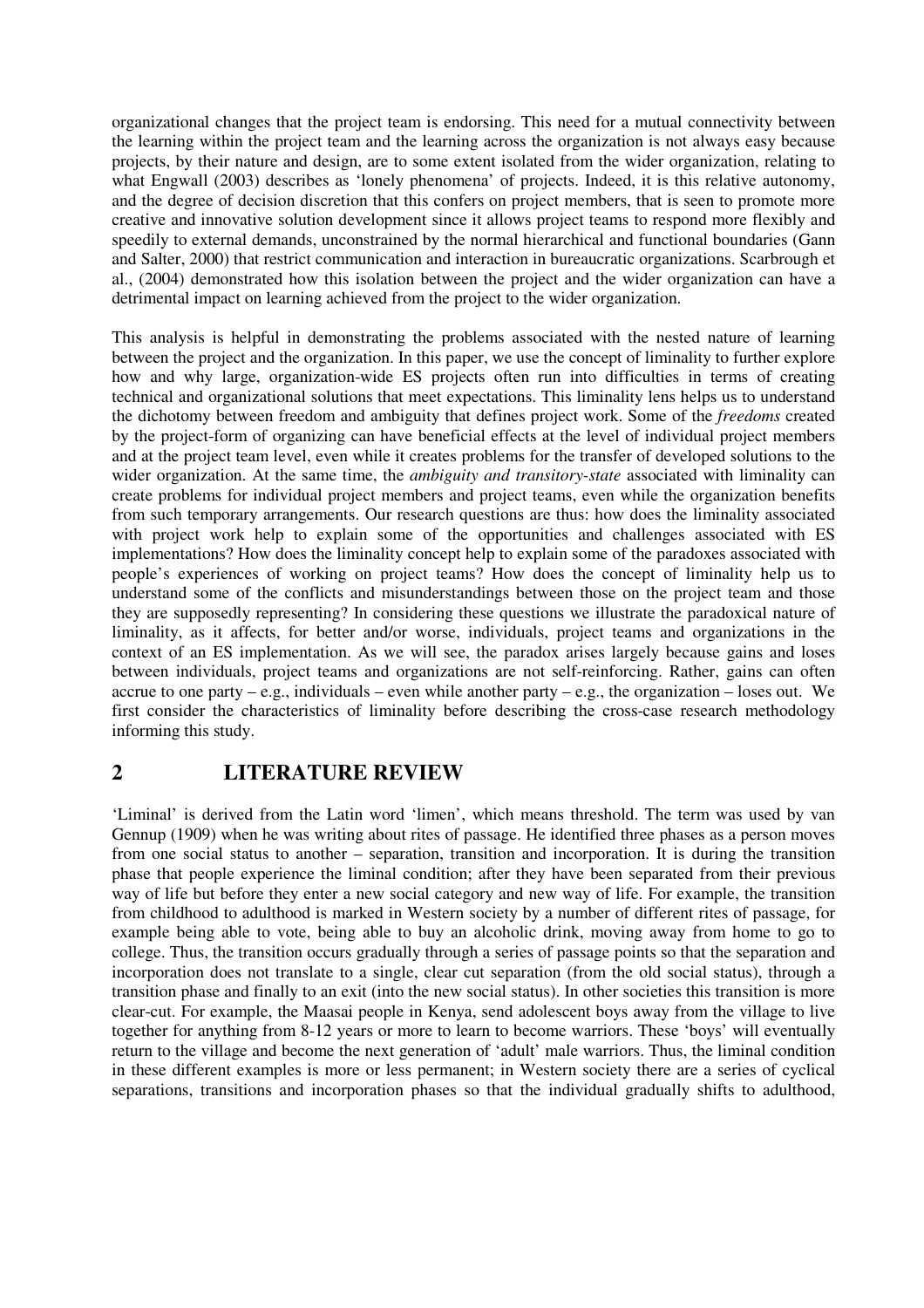organizational changes that the project team is endorsing. This need for a mutual connectivity between the learning within the project team and the learning across the organization is not always easy because projects, by their nature and design, are to some extent isolated from the wider organization, relating to what Engwall (2003) describes as 'lonely phenomena' of projects. Indeed, it is this relative autonomy, and the degree of decision discretion that this confers on project members, that is seen to promote more creative and innovative solution development since it allows project teams to respond more flexibly and speedily to external demands, unconstrained by the normal hierarchical and functional boundaries (Gann and Salter, 2000) that restrict communication and interaction in bureaucratic organizations. Scarbrough et al., (2004) demonstrated how this isolation between the project and the wider organization can have a detrimental impact on learning achieved from the project to the wider organization.

This analysis is helpful in demonstrating the problems associated with the nested nature of learning between the project and the organization. In this paper, we use the concept of liminality to further explore how and why large, organization-wide ES projects often run into difficulties in terms of creating technical and organizational solutions that meet expectations. This liminality lens helps us to understand the dichotomy between freedom and ambiguity that defines project work. Some of the *freedoms* created by the project-form of organizing can have beneficial effects at the level of individual project members and at the project team level, even while it creates problems for the transfer of developed solutions to the wider organization. At the same time, the *ambiguity and transitory-state* associated with liminality can create problems for individual project members and project teams, even while the organization benefits from such temporary arrangements. Our research questions are thus: how does the liminality associated with project work help to explain some of the opportunities and challenges associated with ES implementations? How does the liminality concept help to explain some of the paradoxes associated with people's experiences of working on project teams? How does the concept of liminality help us to understand some of the conflicts and misunderstandings between those on the project team and those they are supposedly representing? In considering these questions we illustrate the paradoxical nature of liminality, as it affects, for better and/or worse, individuals, project teams and organizations in the context of an ES implementation. As we will see, the paradox arises largely because gains and loses between individuals, project teams and organizations are not self-reinforcing. Rather, gains can often accrue to one party – e.g., individuals – even while another party – e.g., the organization – loses out. We first consider the characteristics of liminality before describing the cross-case research methodology informing this study.

## 2 LITERATURE REVIEW

'Liminal' is derived from the Latin word 'limen', which means threshold. The term was used by van Gennup (1909) when he was writing about rites of passage. He identified three phases as a person moves from one social status to another – separation, transition and incorporation. It is during the transition phase that people experience the liminal condition; after they have been separated from their previous way of life but before they enter a new social category and new way of life. For example, the transition from childhood to adulthood is marked in Western society by a number of different rites of passage, for example being able to vote, being able to buy an alcoholic drink, moving away from home to go to college. Thus, the transition occurs gradually through a series of passage points so that the separation and incorporation does not translate to a single, clear cut separation (from the old social status), through a transition phase and finally to an exit (into the new social status). In other societies this transition is more clear-cut. For example, the Maasai people in Kenya, send adolescent boys away from the village to live together for anything from 8-12 years or more to learn to become warriors. These 'boys' will eventually return to the village and become the next generation of 'adult' male warriors. Thus, the liminal condition in these different examples is more or less permanent; in Western society there are a series of cyclical separations, transitions and incorporation phases so that the individual gradually shifts to adulthood,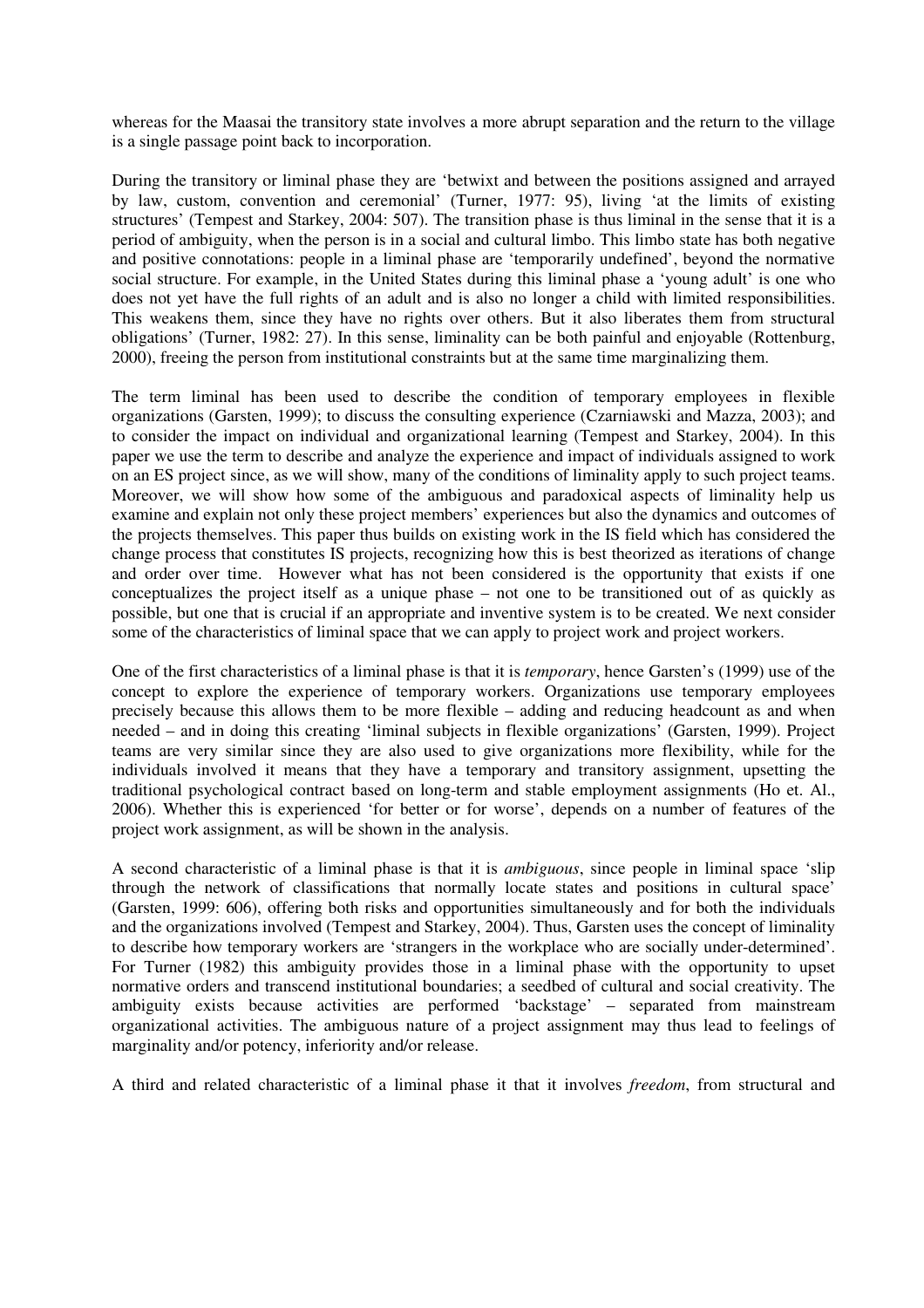whereas for the Maasai the transitory state involves a more abrupt separation and the return to the village is a single passage point back to incorporation.

During the transitory or liminal phase they are 'betwixt and between the positions assigned and arrayed by law, custom, convention and ceremonial' (Turner, 1977: 95), living 'at the limits of existing structures' (Tempest and Starkey, 2004: 507). The transition phase is thus liminal in the sense that it is a period of ambiguity, when the person is in a social and cultural limbo. This limbo state has both negative and positive connotations: people in a liminal phase are 'temporarily undefined', beyond the normative social structure. For example, in the United States during this liminal phase a 'young adult' is one who does not yet have the full rights of an adult and is also no longer a child with limited responsibilities. This weakens them, since they have no rights over others. But it also liberates them from structural obligations' (Turner, 1982: 27). In this sense, liminality can be both painful and enjoyable (Rottenburg, 2000), freeing the person from institutional constraints but at the same time marginalizing them.

The term liminal has been used to describe the condition of temporary employees in flexible organizations (Garsten, 1999); to discuss the consulting experience (Czarniawski and Mazza, 2003); and to consider the impact on individual and organizational learning (Tempest and Starkey, 2004). In this paper we use the term to describe and analyze the experience and impact of individuals assigned to work on an ES project since, as we will show, many of the conditions of liminality apply to such project teams. Moreover, we will show how some of the ambiguous and paradoxical aspects of liminality help us examine and explain not only these project members' experiences but also the dynamics and outcomes of the projects themselves. This paper thus builds on existing work in the IS field which has considered the change process that constitutes IS projects, recognizing how this is best theorized as iterations of change and order over time. However what has not been considered is the opportunity that exists if one conceptualizes the project itself as a unique phase – not one to be transitioned out of as quickly as possible, but one that is crucial if an appropriate and inventive system is to be created. We next consider some of the characteristics of liminal space that we can apply to project work and project workers.

One of the first characteristics of a liminal phase is that it is *temporary*, hence Garsten's (1999) use of the concept to explore the experience of temporary workers. Organizations use temporary employees precisely because this allows them to be more flexible – adding and reducing headcount as and when needed – and in doing this creating 'liminal subjects in flexible organizations' (Garsten, 1999). Project teams are very similar since they are also used to give organizations more flexibility, while for the individuals involved it means that they have a temporary and transitory assignment, upsetting the traditional psychological contract based on long-term and stable employment assignments (Ho et. Al., 2006). Whether this is experienced 'for better or for worse', depends on a number of features of the project work assignment, as will be shown in the analysis.

A second characteristic of a liminal phase is that it is *ambiguous*, since people in liminal space 'slip through the network of classifications that normally locate states and positions in cultural space' (Garsten, 1999: 606), offering both risks and opportunities simultaneously and for both the individuals and the organizations involved (Tempest and Starkey, 2004). Thus, Garsten uses the concept of liminality to describe how temporary workers are 'strangers in the workplace who are socially under-determined'. For Turner (1982) this ambiguity provides those in a liminal phase with the opportunity to upset normative orders and transcend institutional boundaries; a seedbed of cultural and social creativity. The ambiguity exists because activities are performed 'backstage' – separated from mainstream organizational activities. The ambiguous nature of a project assignment may thus lead to feelings of marginality and/or potency, inferiority and/or release.

A third and related characteristic of a liminal phase it that it involves *freedom*, from structural and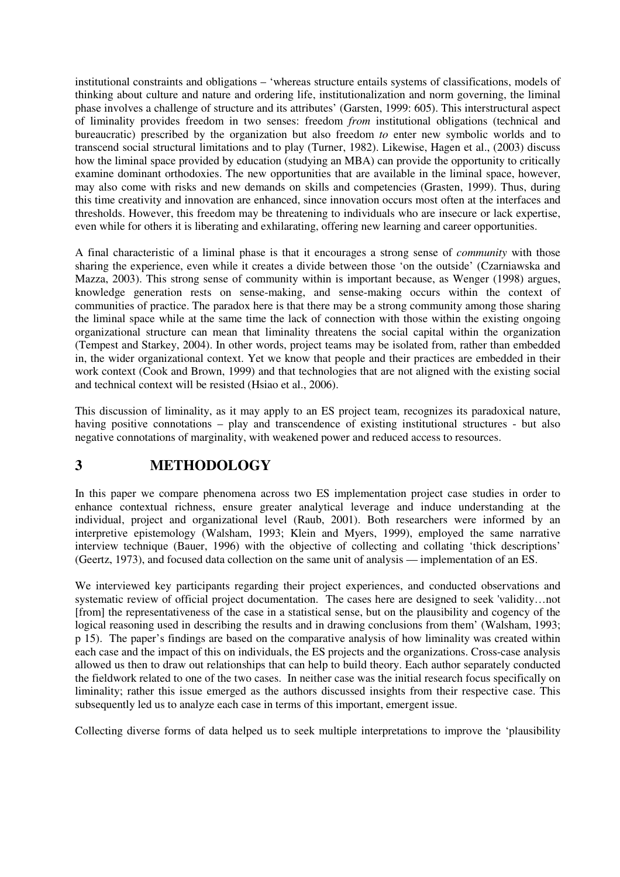institutional constraints and obligations – 'whereas structure entails systems of classifications, models of thinking about culture and nature and ordering life, institutionalization and norm governing, the liminal phase involves a challenge of structure and its attributes' (Garsten, 1999: 605). This interstructural aspect of liminality provides freedom in two senses: freedom *from* institutional obligations (technical and bureaucratic) prescribed by the organization but also freedom *to* enter new symbolic worlds and to transcend social structural limitations and to play (Turner, 1982). Likewise, Hagen et al., (2003) discuss how the liminal space provided by education (studying an MBA) can provide the opportunity to critically examine dominant orthodoxies. The new opportunities that are available in the liminal space, however, may also come with risks and new demands on skills and competencies (Grasten, 1999). Thus, during this time creativity and innovation are enhanced, since innovation occurs most often at the interfaces and thresholds. However, this freedom may be threatening to individuals who are insecure or lack expertise, even while for others it is liberating and exhilarating, offering new learning and career opportunities.

A final characteristic of a liminal phase is that it encourages a strong sense of *community* with those sharing the experience, even while it creates a divide between those 'on the outside' (Czarniawska and Mazza, 2003). This strong sense of community within is important because, as Wenger (1998) argues, knowledge generation rests on sense-making, and sense-making occurs within the context of communities of practice. The paradox here is that there may be a strong community among those sharing the liminal space while at the same time the lack of connection with those within the existing ongoing organizational structure can mean that liminality threatens the social capital within the organization (Tempest and Starkey, 2004). In other words, project teams may be isolated from, rather than embedded in, the wider organizational context. Yet we know that people and their practices are embedded in their work context (Cook and Brown, 1999) and that technologies that are not aligned with the existing social and technical context will be resisted (Hsiao et al., 2006).

This discussion of liminality, as it may apply to an ES project team, recognizes its paradoxical nature, having positive connotations – play and transcendence of existing institutional structures - but also negative connotations of marginality, with weakened power and reduced access to resources.

# 3 METHODOLOGY

In this paper we compare phenomena across two ES implementation project case studies in order to enhance contextual richness, ensure greater analytical leverage and induce understanding at the individual, project and organizational level (Raub, 2001). Both researchers were informed by an interpretive epistemology (Walsham, 1993; Klein and Myers, 1999), employed the same narrative interview technique (Bauer, 1996) with the objective of collecting and collating 'thick descriptions' (Geertz, 1973), and focused data collection on the same unit of analysis — implementation of an ES.

We interviewed key participants regarding their project experiences, and conducted observations and systematic review of official project documentation. The cases here are designed to seek 'validity…not [from] the representativeness of the case in a statistical sense, but on the plausibility and cogency of the logical reasoning used in describing the results and in drawing conclusions from them' (Walsham, 1993; p 15). The paper's findings are based on the comparative analysis of how liminality was created within each case and the impact of this on individuals, the ES projects and the organizations. Cross-case analysis allowed us then to draw out relationships that can help to build theory. Each author separately conducted the fieldwork related to one of the two cases. In neither case was the initial research focus specifically on liminality; rather this issue emerged as the authors discussed insights from their respective case. This subsequently led us to analyze each case in terms of this important, emergent issue.

Collecting diverse forms of data helped us to seek multiple interpretations to improve the 'plausibility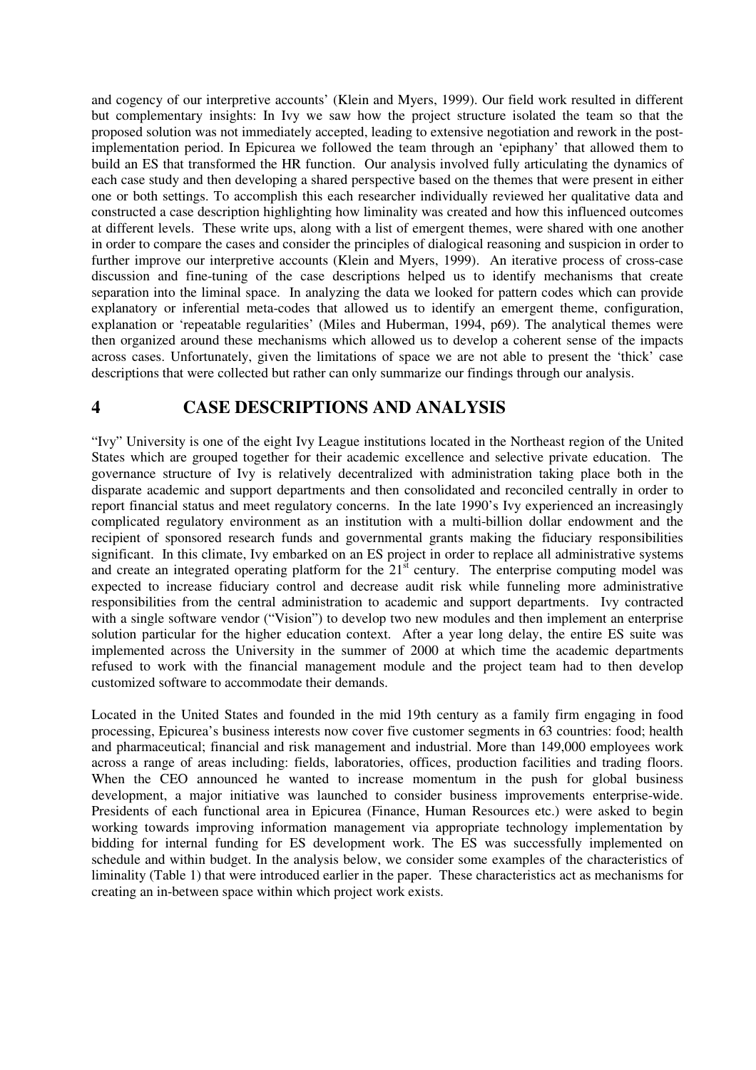and cogency of our interpretive accounts' (Klein and Myers, 1999). Our field work resulted in different but complementary insights: In Ivy we saw how the project structure isolated the team so that the proposed solution was not immediately accepted, leading to extensive negotiation and rework in the post-implementation period. In Epicurea we followed the team through an 'epiphany' that allowed them to build an ES that transformed the HR function. Our analysis involved fully articulating the dynamics of each case study and then developing a shared perspective based on the themes that were present in either one or both settings. To accomplish this each researcher individually reviewed her qualitative data and constructed a case description highlighting how liminality was created and how this influenced outcomes at different levels. These write ups, along with a list of emergent themes, were shared with one another in order to compare the cases and consider the principles of dialogical reasoning and suspicion in order to further improve our interpretive accounts (Klein and Myers, 1999). An iterative process of cross-case discussion and fine-tuning of the case descriptions helped us to identify mechanisms that create separation into the liminal space. In analyzing the data we looked for pattern codes which can provide explanatory or inferential meta-codes that allowed us to identify an emergent theme, configuration, explanation or 'repeatable regularities' (Miles and Huberman, 1994, p69). The analytical themes were then organized around these mechanisms which allowed us to develop a coherent sense of the impacts across cases. Unfortunately, given the limitations of space we are not able to present the 'thick' case descriptions that were collected but rather can only summarize our findings through our analysis.

# 4 CASE DESCRIPTIONS AND ANALYSIS

"Ivy" University is one of the eight Ivy League institutions located in the Northeast region of the United States which are grouped together for their academic excellence and selective private education. The governance structure of Ivy is relatively decentralized with administration taking place both in the disparate academic and support departments and then consolidated and reconciled centrally in order to report financial status and meet regulatory concerns. In the late 1990's Ivy experienced an increasingly complicated regulatory environment as an institution with a multi-billion dollar endowment and the recipient of sponsored research funds and governmental grants making the fiduciary responsibilities significant. In this climate, Ivy embarked on an ES project in order to replace all administrative systems and create an integrated operating platform for the 21st century. The enterprise computing model was expected to increase fiduciary control and decrease audit risk while funneling more administrative responsibilities from the central administration to academic and support departments. Ivy contracted with a single software vendor ("Vision") to develop two new modules and then implement an enterprise solution particular for the higher education context. After a year long delay, the entire ES suite was implemented across the University in the summer of 2000 at which time the academic departments refused to work with the financial management module and the project team had to then develop customized software to accommodate their demands.

Located in the United States and founded in the mid 19th century as a family firm engaging in food processing, Epicurea's business interests now cover five customer segments in 63 countries: food; health and pharmaceutical; financial and risk management and industrial. More than 149,000 employees work across a range of areas including: fields, laboratories, offices, production facilities and trading floors. When the CEO announced he wanted to increase momentum in the push for global business development, a major initiative was launched to consider business improvements enterprise-wide. Presidents of each functional area in Epicurea (Finance, Human Resources etc.) were asked to begin working towards improving information management via appropriate technology implementation by bidding for internal funding for ES development work. The ES was successfully implemented on schedule and within budget. In the analysis below, we consider some examples of the characteristics of liminality (Table 1) that were introduced earlier in the paper. These characteristics act as mechanisms for creating an in-between space within which project work exists.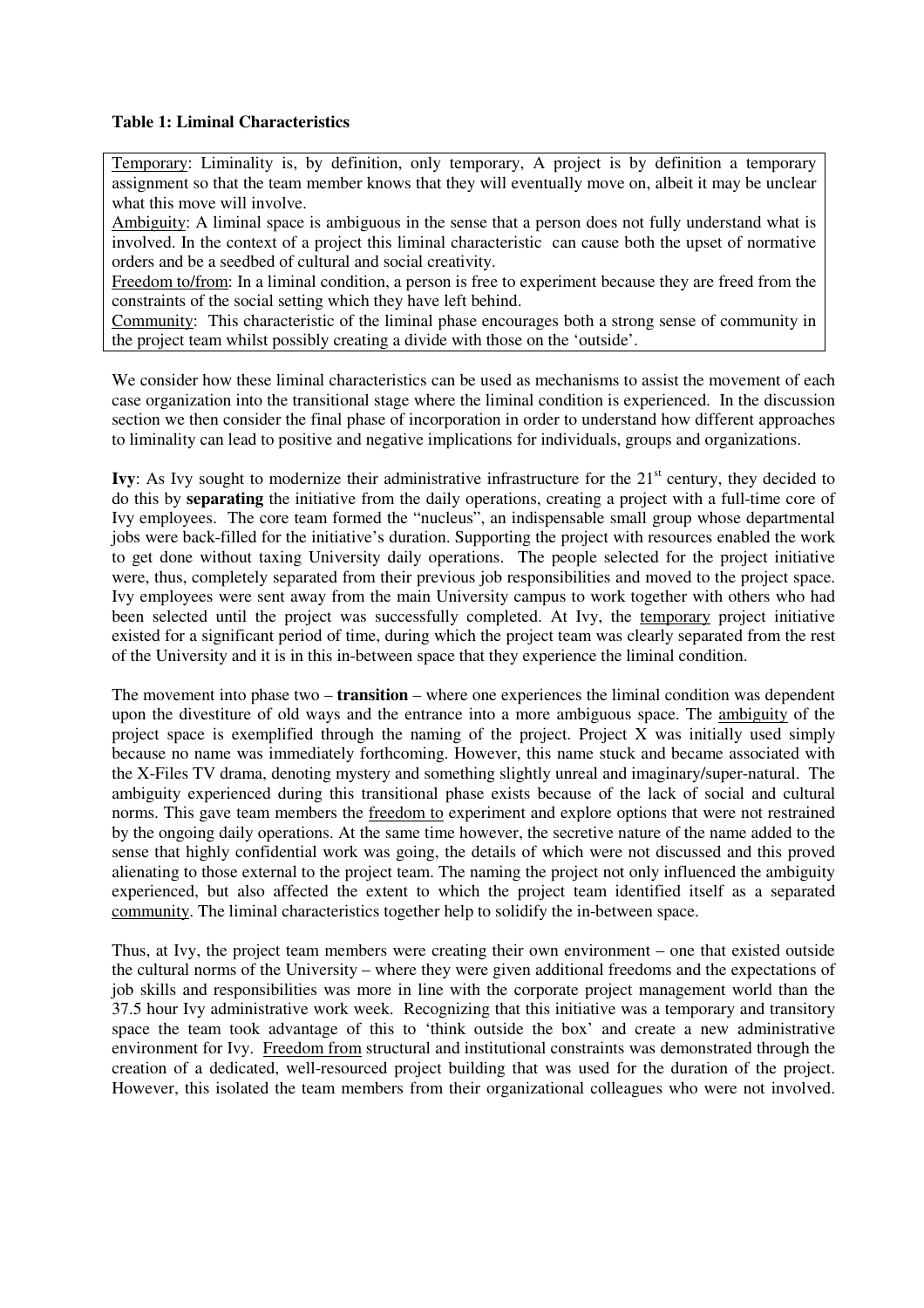**Table 1: Liminal Characteristics**

| |
|---|
| Temporary: Liminality is, by definition, only temporary, A project is by definition a temporary assignment so that the team member knows that they will eventually move on, albeit it may be unclear what this move will involve.<br>Ambiguity: A liminal space is ambiguous in the sense that a person does not fully understand what is involved. In the context of a project this liminal characteristic can cause both the upset of normative orders and be a seedbed of cultural and social creativity.<br>Freedom to/from: In a liminal condition, a person is free to experiment because they are freed from the constraints of the social setting which they have left behind.<br>Community: This characteristic of the liminal phase encourages both a strong sense of community in the project team whilst possibly creating a divide with those on the 'outside'. |

We consider how these liminal characteristics can be used as mechanisms to assist the movement of each case organization into the transitional stage where the liminal condition is experienced. In the discussion section we then consider the final phase of incorporation in order to understand how different approaches to liminality can lead to positive and negative implications for individuals, groups and organizations.

**Ivy**: As Ivy sought to modernize their administrative infrastructure for the 21st century, they decided to do this by **separating** the initiative from the daily operations, creating a project with a full-time core of Ivy employees. The core team formed the "nucleus", an indispensable small group whose departmental jobs were back-filled for the initiative's duration. Supporting the project with resources enabled the work to get done without taxing University daily operations. The people selected for the project initiative were, thus, completely separated from their previous job responsibilities and moved to the project space. Ivy employees were sent away from the main University campus to work together with others who had been selected until the project was successfully completed. At Ivy, the temporary project initiative existed for a significant period of time, during which the project team was clearly separated from the rest of the University and it is in this in-between space that they experience the liminal condition.

The movement into phase two – **transition** – where one experiences the liminal condition was dependent upon the divestiture of old ways and the entrance into a more ambiguous space. The ambiguity of the project space is exemplified through the naming of the project. Project X was initially used simply because no name was immediately forthcoming. However, this name stuck and became associated with the X-Files TV drama, denoting mystery and something slightly unreal and imaginary/super-natural. The ambiguity experienced during this transitional phase exists because of the lack of social and cultural norms. This gave team members the freedom to experiment and explore options that were not restrained by the ongoing daily operations. At the same time however, the secretive nature of the name added to the sense that highly confidential work was going, the details of which were not discussed and this proved alienating to those external to the project team. The naming the project not only influenced the ambiguity experienced, but also affected the extent to which the project team identified itself as a separated community. The liminal characteristics together help to solidify the in-between space.

Thus, at Ivy, the project team members were creating their own environment – one that existed outside the cultural norms of the University – where they were given additional freedoms and the expectations of job skills and responsibilities was more in line with the corporate project management world than the 37.5 hour Ivy administrative work week. Recognizing that this initiative was a temporary and transitory space the team took advantage of this to 'think outside the box' and create a new administrative environment for Ivy. Freedom from structural and institutional constraints was demonstrated through the creation of a dedicated, well-resourced project building that was used for the duration of the project. However, this isolated the team members from their organizational colleagues who were not involved.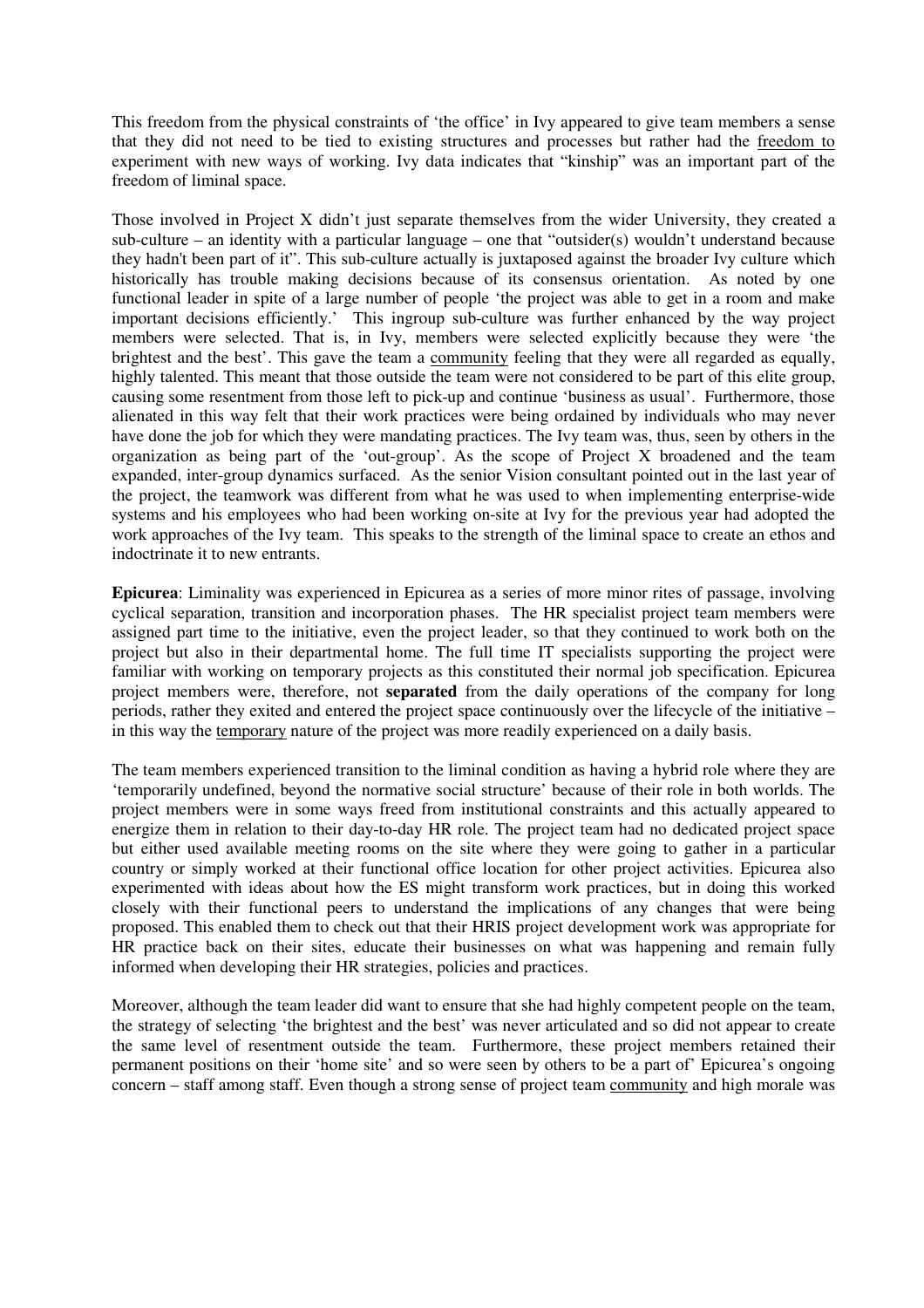This freedom from the physical constraints of 'the office' in Ivy appeared to give team members a sense that they did not need to be tied to existing structures and processes but rather had the <u>freedom to</u> experiment with new ways of working. Ivy data indicates that "kinship" was an important part of the freedom of liminal space.

Those involved in Project X didn't just separate themselves from the wider University, they created a sub-culture – an identity with a particular language – one that "outsider(s) wouldn't understand because they hadn't been part of it". This sub-culture actually is juxtaposed against the broader Ivy culture which historically has trouble making decisions because of its consensus orientation. As noted by one functional leader in spite of a large number of people 'the project was able to get in a room and make important decisions efficiently.' This ingroup sub-culture was further enhanced by the way project members were selected. That is, in Ivy, members were selected explicitly because they were 'the brightest and the best'. This gave the team a <u>community</u> feeling that they were all regarded as equally, highly talented. This meant that those outside the team were not considered to be part of this elite group, causing some resentment from those left to pick-up and continue "business as usual'. Furthermore, those alienated in this way felt that their work practices were being ordained by individuals who may never have done the job for which they were mandating practices. The Ivy team was, thus, seen by others in the organization as being part of the 'out-group'. As the scope of Project X broadened and the team expanded, inter-group dynamics surfaced. As the senior Vision consultant pointed out in the last year of the project, the teamwork was different from what he was used to when implementing enterprise-wide systems and his employees who had been working on-site at Ivy for the previous year had adopted the work approaches of the Ivy team. This speaks to the strength of the liminal space to create an ethos and indoctrinate it to new entrants.

**Epicurea**: Liminality was experienced in Epicurea as a series of more minor rites of passage, involving cyclical separation, transition and incorporation phases. The HR specialist project team members were assigned part time to the initiative, even the project leader, so that they continued to work both on the project but also in their departmental home. The full time IT specialists supporting the project were familiar with working on temporary projects as this constituted their normal job specification. Epicurea project members were, therefore, not **separated** from the daily operations of the company for long periods, rather they exited and entered the project space continuously over the lifecycle of the initiative – in this way the <u>temporary</u> nature of the project was more readily experienced on a daily basis.

The team members experienced transition to the liminal condition as having a hybrid role where they are 'temporarily undefined, beyond the normative social structure' because of their role in both worlds. The project members were in some ways freed from institutional constraints and this actually appeared to energize them in relation to their day-to-day HR role. The project team had no dedicated project space but either used available meeting rooms on the site where they were going to gather in a particular country or simply worked at their functional office location for other project activities. Epicurea also experimented with ideas about how the ES might transform work practices, but in doing this worked closely with their functional peers to understand the implications of any changes that were being proposed. This enabled them to check out that their HRIS project development work was appropriate for HR practice back on their sites, educate their businesses on what was happening and remain fully informed when developing their HR strategies, policies and practices.

Moreover, although the team leader did want to ensure that she had highly competent people on the team, the strategy of selecting 'the brightest and the best' was never articulated and so did not appear to create the same level of resentment outside the team. Furthermore, these project members retained their permanent positions on their 'home site' and so were seen by others to be a part of' Epicurea's ongoing concern – staff among staff. Even though a strong sense of project team <u>community</u> and high morale was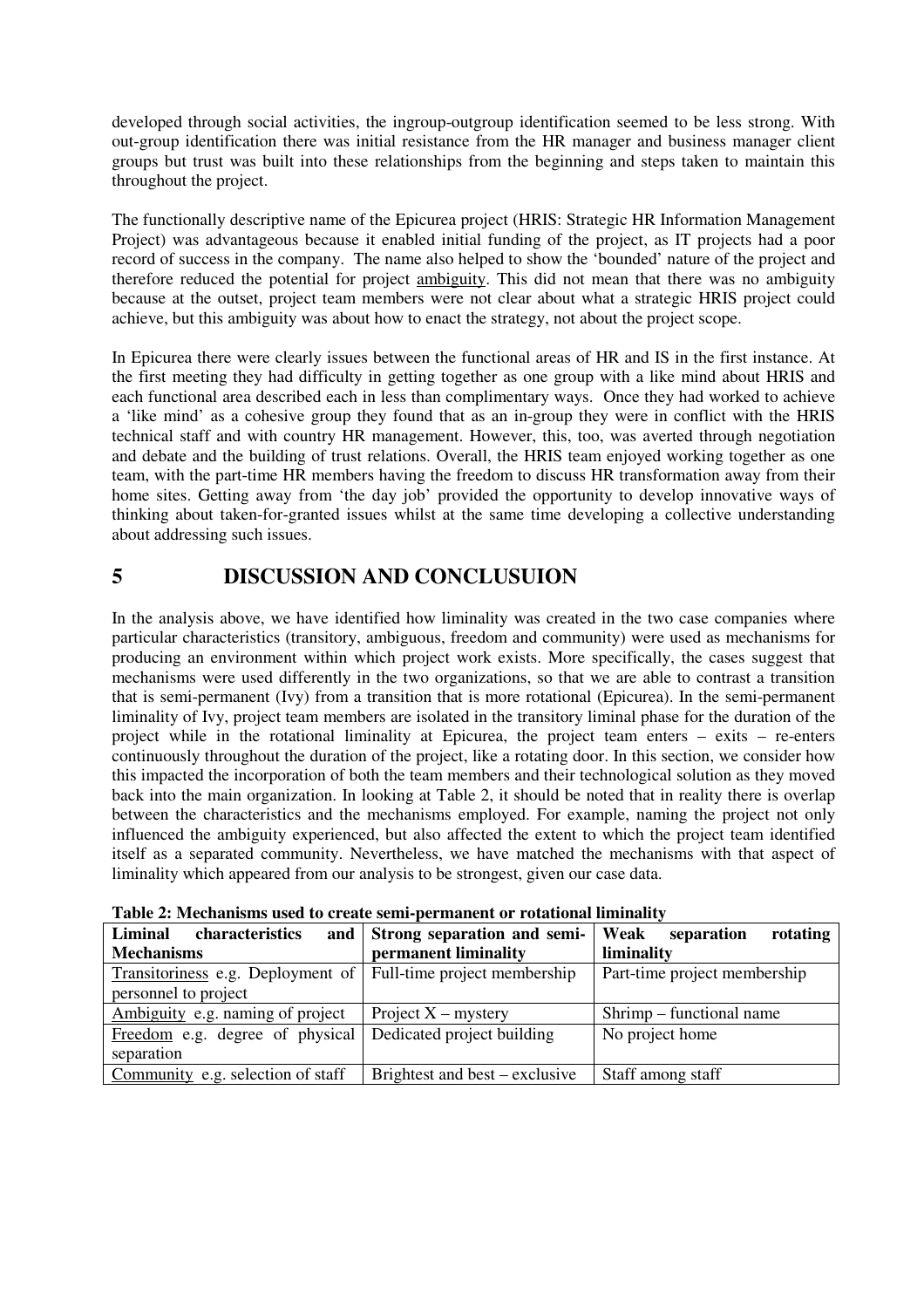developed through social activities, the ingroup-outgroup identification seemed to be less strong. With out-group identification there was initial resistance from the HR manager and business manager client groups but trust was built into these relationships from the beginning and steps taken to maintain this throughout the project.

The functionally descriptive name of the Epicurea project (HRIS: Strategic HR Information Management Project) was advantageous because it enabled initial funding of the project, as IT projects had a poor record of success in the company. The name also helped to show the 'bounded' nature of the project and therefore reduced the potential for project ambiguity. This did not mean that there was no ambiguity because at the outset, project team members were not clear about what a strategic HRIS project could achieve, but this ambiguity was about how to enact the strategy, not about the project scope.

In Epicurea there were clearly issues between the functional areas of HR and IS in the first instance. At the first meeting they had difficulty in getting together as one group with a like mind about HRIS and each functional area described each in less than complimentary ways. Once they had worked to achieve a 'like mind' as a cohesive group they found that as an in-group they were in conflict with the HRIS technical staff and with country HR management. However, this, too, was averted through negotiation and debate and the building of trust relations. Overall, the HRIS team enjoyed working together as one team, with the part-time HR members having the freedom to discuss HR transformation away from their home sites. Getting away from 'the day job' provided the opportunity to develop innovative ways of thinking about taken-for-granted issues whilst at the same time developing a collective understanding about addressing such issues.

# 5 DISCUSSION AND CONCLUSUION

In the analysis above, we have identified how liminality was created in the two case companies where particular characteristics (transitory, ambiguous, freedom and community) were used as mechanisms for producing an environment within which project work exists. More specifically, the cases suggest that mechanisms were used differently in the two organizations, so that we are able to contrast a transition that is semi-permanent (Ivy) from a transition that is more rotational (Epicurea). In the semi-permanent liminality of Ivy, project team members are isolated in the transitory liminal phase for the duration of the project while in the rotational liminality at Epicurea, the project team enters – exits – re-enters continuously throughout the duration of the project, like a rotating door. In this section, we consider how this impacted the incorporation of both the team members and their technological solution as they moved back into the main organization. In looking at Table 2, it should be noted that in reality there is overlap between the characteristics and the mechanisms employed. For example, naming the project not only influenced the ambiguity experienced, but also affected the extent to which the project team identified itself as a separated community. Nevertheless, we have matched the mechanisms with that aspect of liminality which appeared from our analysis to be strongest, given our case data.

**Table 2: Mechanisms used to create semi-permanent or rotational liminality**

| Liminal characteristics and Mechanisms | Strong separation and semi-permanent liminality | Weak separation rotating liminality |
| --- | --- | --- |
| Transitoriness e.g. Deployment of personnel to project | Full-time project membership | Part-time project membership |
| Ambiguity e.g. naming of project | Project X – mystery | Shrimp – functional name |
| Freedom e.g. degree of physical separation | Dedicated project building | No project home |
| Community e.g. selection of staff | Brightest and best – exclusive | Staff among staff |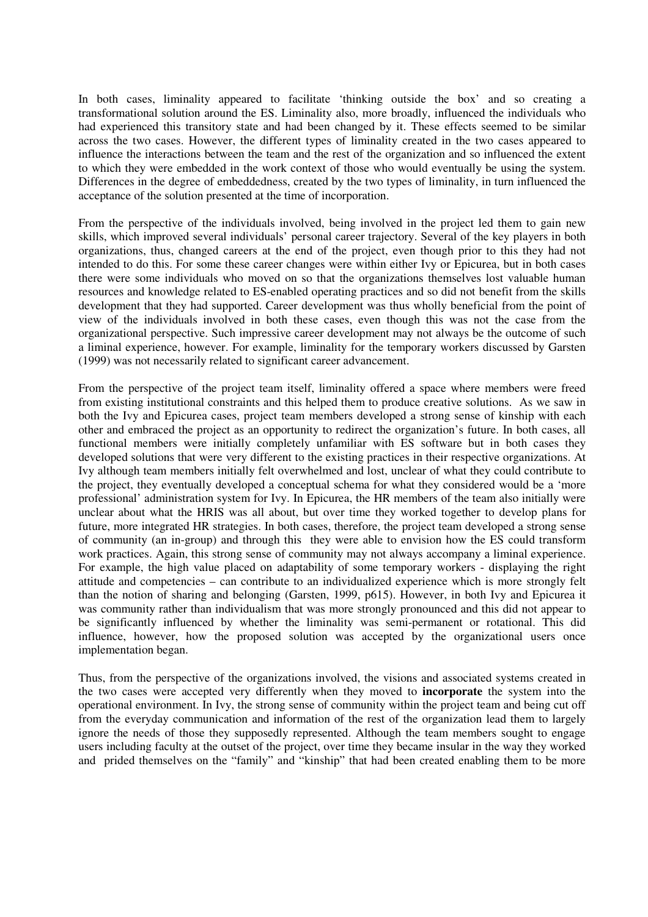In both cases, liminality appeared to facilitate 'thinking outside the box' and so creating a transformational solution around the ES. Liminality also, more broadly, influenced the individuals who had experienced this transitory state and had been changed by it. These effects seemed to be similar across the two cases. However, the different types of liminality created in the two cases appeared to influence the interactions between the team and the rest of the organization and so influenced the extent to which they were embedded in the work context of those who would eventually be using the system. Differences in the degree of embeddedness, created by the two types of liminality, in turn influenced the acceptance of the solution presented at the time of incorporation.

From the perspective of the individuals involved, being involved in the project led them to gain new skills, which improved several individuals' personal career trajectory. Several of the key players in both organizations, thus, changed careers at the end of the project, even though prior to this they had not intended to do this. For some these career changes were within either Ivy or Epicurea, but in both cases there were some individuals who moved on so that the organizations themselves lost valuable human resources and knowledge related to ES-enabled operating practices and so did not benefit from the skills development that they had supported. Career development was thus wholly beneficial from the point of view of the individuals involved in both these cases, even though this was not the case from the organizational perspective. Such impressive career development may not always be the outcome of such a liminal experience, however. For example, liminality for the temporary workers discussed by Garsten (1999) was not necessarily related to significant career advancement.

From the perspective of the project team itself, liminality offered a space where members were freed from existing institutional constraints and this helped them to produce creative solutions. As we saw in both the Ivy and Epicurea cases, project team members developed a strong sense of kinship with each other and embraced the project as an opportunity to redirect the organization's future. In both cases, all functional members were initially completely unfamiliar with ES software but in both cases they developed solutions that were very different to the existing practices in their respective organizations. At Ivy although team members initially felt overwhelmed and lost, unclear of what they could contribute to the project, they eventually developed a conceptual schema for what they considered would be a 'more professional' administration system for Ivy. In Epicurea, the HR members of the team also initially were unclear about what the HRIS was all about, but over time they worked together to develop plans for future, more integrated HR strategies. In both cases, therefore, the project team developed a strong sense of community (an in-group) and through this they were able to envision how the ES could transform work practices. Again, this strong sense of community may not always accompany a liminal experience. For example, the high value placed on adaptability of some temporary workers - displaying the right attitude and competencies – can contribute to an individualized experience which is more strongly felt than the notion of sharing and belonging (Garsten, 1999, p615). However, in both Ivy and Epicurea it was community rather than individualism that was more strongly pronounced and this did not appear to be significantly influenced by whether the liminality was semi-permanent or rotational. This did influence, however, how the proposed solution was accepted by the organizational users once implementation began.

Thus, from the perspective of the organizations involved, the visions and associated systems created in the two cases were accepted very differently when they moved to **incorporate** the system into the operational environment. In Ivy, the strong sense of community within the project team and being cut off from the everyday communication and information of the rest of the organization lead them to largely ignore the needs of those they supposedly represented. Although the team members sought to engage users including faculty at the outset of the project, over time they became insular in the way they worked and prided themselves on the "family" and "kinship" that had been created enabling them to be more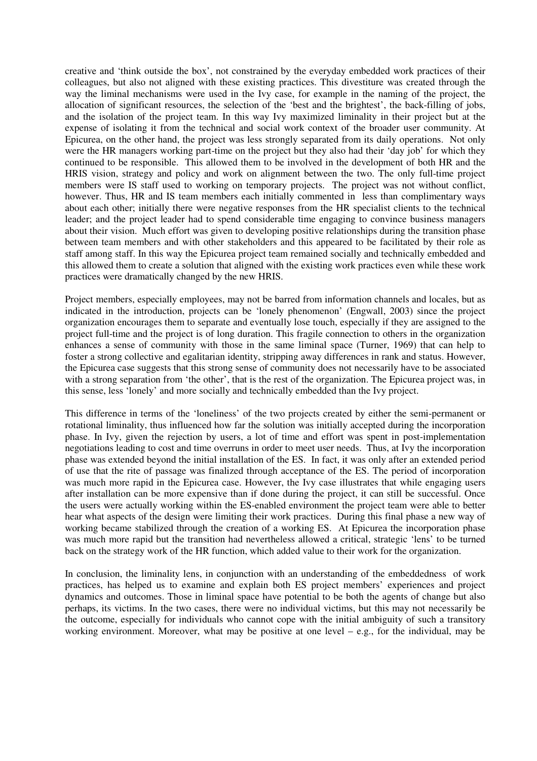creative and 'think outside the box', not constrained by the everyday embedded work practices of their colleagues, but also not aligned with these existing practices. This divestiture was created through the way the liminal mechanisms were used in the Ivy case, for example in the naming of the project, the allocation of significant resources, the selection of the 'best and the brightest', the back-filling of jobs, and the isolation of the project team. In this way Ivy maximized liminality in their project but at the expense of isolating it from the technical and social work context of the broader user community. At Epicurea, on the other hand, the project was less strongly separated from its daily operations. Not only were the HR managers working part-time on the project but they also had their 'day job' for which they continued to be responsible. This allowed them to be involved in the development of both HR and the HRIS vision, strategy and policy and work on alignment between the two. The only full-time project members were IS staff used to working on temporary projects. The project was not without conflict, however. Thus, HR and IS team members each initially commented in less than complimentary ways about each other; initially there were negative responses from the HR specialist clients to the technical leader; and the project leader had to spend considerable time engaging to convince business managers about their vision. Much effort was given to developing positive relationships during the transition phase between team members and with other stakeholders and this appeared to be facilitated by their role as staff among staff. In this way the Epicurea project team remained socially and technically embedded and this allowed them to create a solution that aligned with the existing work practices even while these work practices were dramatically changed by the new HRIS.

Project members, especially employees, may not be barred from information channels and locales, but as indicated in the introduction, projects can be 'lonely phenomenon' (Engwall, 2003) since the project organization encourages them to separate and eventually lose touch, especially if they are assigned to the project full-time and the project is of long duration. This fragile connection to others in the organization enhances a sense of community with those in the same liminal space (Turner, 1969) that can help to foster a strong collective and egalitarian identity, stripping away differences in rank and status. However, the Epicurea case suggests that this strong sense of community does not necessarily have to be associated with a strong separation from 'the other', that is the rest of the organization. The Epicurea project was, in this sense, less 'lonely' and more socially and technically embedded than the Ivy project.

This difference in terms of the 'loneliness' of the two projects created by either the semi-permanent or rotational liminality, thus influenced how far the solution was initially accepted during the incorporation phase. In Ivy, given the rejection by users, a lot of time and effort was spent in post-implementation negotiations leading to cost and time overruns in order to meet user needs. Thus, at Ivy the incorporation phase was extended beyond the initial installation of the ES. In fact, it was only after an extended period of use that the rite of passage was finalized through acceptance of the ES. The period of incorporation was much more rapid in the Epicurea case. However, the Ivy case illustrates that while engaging users after installation can be more expensive than if done during the project, it can still be successful. Once the users were actually working within the ES-enabled environment the project team were able to better hear what aspects of the design were limiting their work practices. During this final phase a new way of working became stabilized through the creation of a working ES. At Epicurea the incorporation phase was much more rapid but the transition had nevertheless allowed a critical, strategic 'lens' to be turned back on the strategy work of the HR function, which added value to their work for the organization.

In conclusion, the liminality lens, in conjunction with an understanding of the embeddedness of work practices, has helped us to examine and explain both ES project members' experiences and project dynamics and outcomes. Those in liminal space have potential to be both the agents of change but also perhaps, its victims. In the two cases, there were no individual victims, but this may not necessarily be the outcome, especially for individuals who cannot cope with the initial ambiguity of such a transitory working environment. Moreover, what may be positive at one level – e.g., for the individual, may be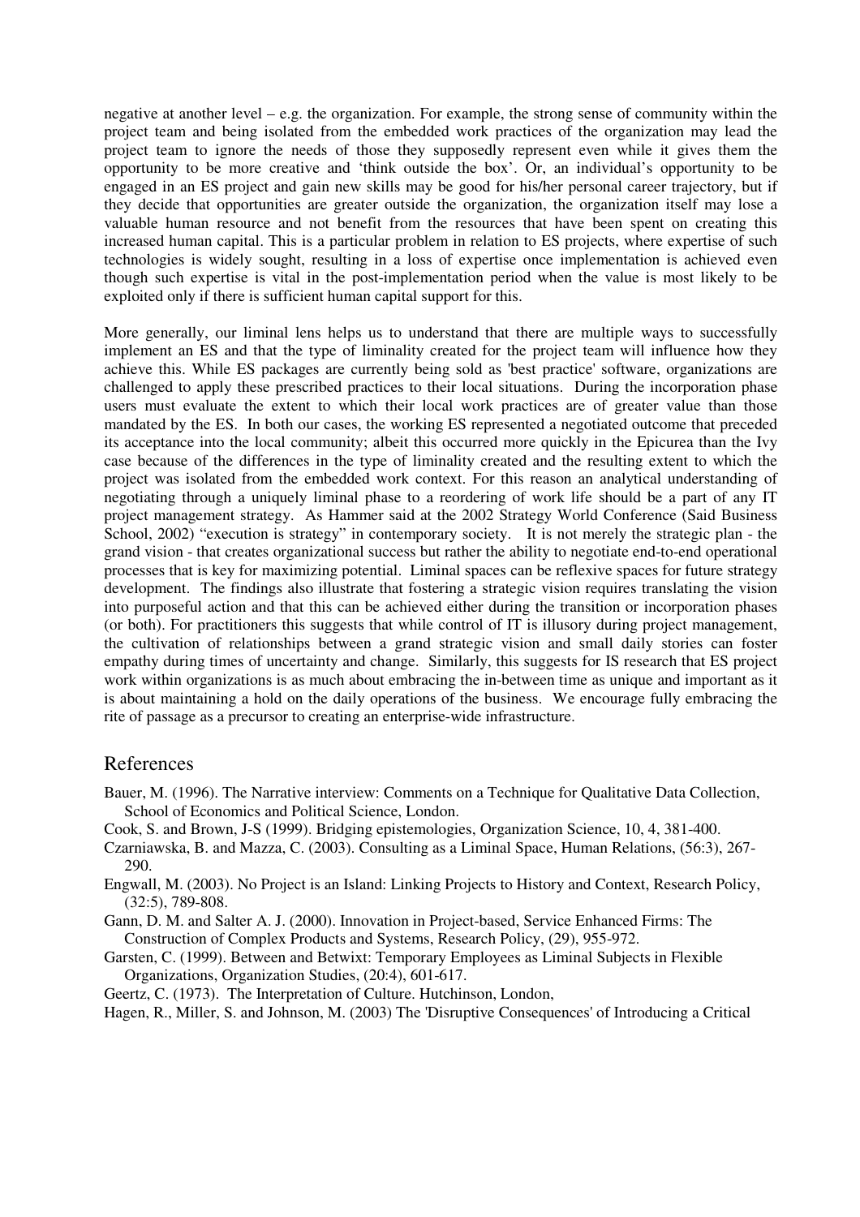negative at another level – e.g. the organization. For example, the strong sense of community within the project team and being isolated from the embedded work practices of the organization may lead the project team to ignore the needs of those they supposedly represent even while it gives them the opportunity to be more creative and 'think outside the box'. Or, an individual's opportunity to be engaged in an ES project and gain new skills may be good for his/her personal career trajectory, but if they decide that opportunities are greater outside the organization, the organization itself may lose a valuable human resource and not benefit from the resources that have been spent on creating this increased human capital. This is a particular problem in relation to ES projects, where expertise of such technologies is widely sought, resulting in a loss of expertise once implementation is achieved even though such expertise is vital in the post-implementation period when the value is most likely to be exploited only if there is sufficient human capital support for this.

More generally, our liminal lens helps us to understand that there are multiple ways to successfully implement an ES and that the type of liminality created for the project team will influence how they achieve this. While ES packages are currently being sold as 'best practice' software, organizations are challenged to apply these prescribed practices to their local situations. During the incorporation phase users must evaluate the extent to which their local work practices are of greater value than those mandated by the ES. In both our cases, the working ES represented a negotiated outcome that preceded its acceptance into the local community; albeit this occurred more quickly in the Epicurea than the Ivy case because of the differences in the type of liminality created and the resulting extent to which the project was isolated from the embedded work context. For this reason an analytical understanding of negotiating through a uniquely liminal phase to a reordering of work life should be a part of any IT project management strategy. As Hammer said at the 2002 Strategy World Conference (Said Business School, 2002) "execution is strategy" in contemporary society. It is not merely the strategic plan - the grand vision - that creates organizational success but rather the ability to negotiate end-to-end operational processes that is key for maximizing potential. Liminal spaces can be reflexive spaces for future strategy development. The findings also illustrate that fostering a strategic vision requires translating the vision into purposeful action and that this can be achieved either during the transition or incorporation phases (or both). For practitioners this suggests that while control of IT is illusory during project management, the cultivation of relationships between a grand strategic vision and small daily stories can foster empathy during times of uncertainty and change. Similarly, this suggests for IS research that ES project work within organizations is as much about embracing the in-between time as unique and important as it is about maintaining a hold on the daily operations of the business. We encourage fully embracing the rite of passage as a precursor to creating an enterprise-wide infrastructure.

## References

Bauer, M. (1996). The Narrative interview: Comments on a Technique for Qualitative Data Collection, School of Economics and Political Science, London.

Cook, S. and Brown, J-S (1999). Bridging epistemologies, Organization Science, 10, 4, 381-400.

Czarniawska, B. and Mazza, C. (2003). Consulting as a Liminal Space, Human Relations, (56:3), 267-290.

Engwall, M. (2003). No Project is an Island: Linking Projects to History and Context, Research Policy, (32:5), 789-808.

Gann, D. M. and Salter A. J. (2000). Innovation in Project-based, Service Enhanced Firms: The Construction of Complex Products and Systems, Research Policy, (29), 955-972.

Garsten, C. (1999). Between and Betwixt: Temporary Employees as Liminal Subjects in Flexible Organizations, Organization Studies, (20:4), 601-617.

Geertz, C. (1973). The Interpretation of Culture. Hutchinson, London,

Hagen, R., Miller, S. and Johnson, M. (2003) The 'Disruptive Consequences' of Introducing a Critical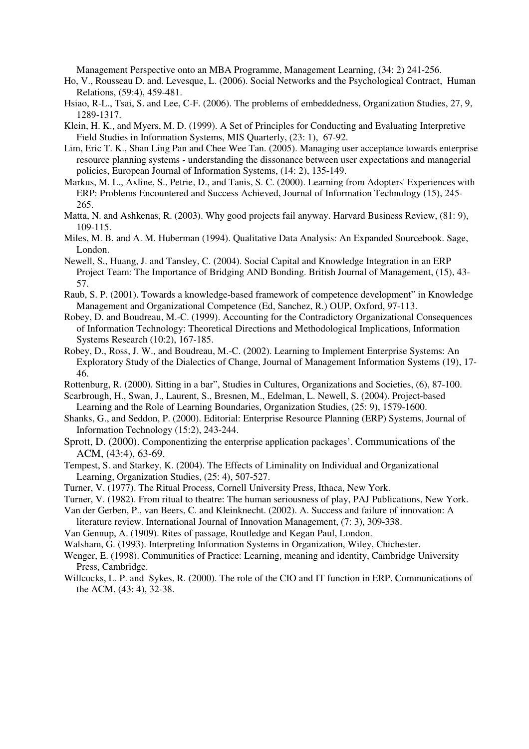Management Perspective onto an MBA Programme, Management Learning, (34: 2) 241-256.

Ho, V., Rousseau D. and. Levesque, L. (2006). Social Networks and the Psychological Contract, Human Relations, (59:4), 459-481.

Hsiao, R-L., Tsai, S. and Lee, C-F. (2006). The problems of embeddedness, Organization Studies, 27, 9, 1289-1317.

Klein, H. K., and Myers, M. D. (1999). A Set of Principles for Conducting and Evaluating Interpretive Field Studies in Information Systems, MIS Quarterly, (23: 1), 67-92.

Lim, Eric T. K., Shan Ling Pan and Chee Wee Tan. (2005). Managing user acceptance towards enterprise resource planning systems - understanding the dissonance between user expectations and managerial policies, European Journal of Information Systems, (14: 2), 135-149.

Markus, M. L., Axline, S., Petrie, D., and Tanis, S. C. (2000). Learning from Adopters' Experiences with ERP: Problems Encountered and Success Achieved, Journal of Information Technology (15), 245-265.

Matta, N. and Ashkenas, R. (2003). Why good projects fail anyway. Harvard Business Review, (81: 9), 109-115.

Miles, M. B. and A. M. Huberman (1994). Qualitative Data Analysis: An Expanded Sourcebook. Sage, London.

Newell, S., Huang, J. and Tansley, C. (2004). Social Capital and Knowledge Integration in an ERP Project Team: The Importance of Bridging AND Bonding. British Journal of Management, (15), 43-57.

Raub, S. P. (2001). Towards a knowledge-based framework of competence development" in Knowledge Management and Organizational Competence (Ed, Sanchez, R.) OUP, Oxford, 97-113.

Robey, D. and Boudreau, M.-C. (1999). Accounting for the Contradictory Organizational Consequences of Information Technology: Theoretical Directions and Methodological Implications, Information Systems Research (10:2), 167-185.

Robey, D., Ross, J. W., and Boudreau, M.-C. (2002). Learning to Implement Enterprise Systems: An Exploratory Study of the Dialectics of Change, Journal of Management Information Systems (19), 17-46.

Rottenburg, R. (2000). Sitting in a bar", Studies in Cultures, Organizations and Societies, (6), 87-100.

Scarbrough, H., Swan, J., Laurent, S., Bresnen, M., Edelman, L. Newell, S. (2004). Project-based Learning and the Role of Learning Boundaries, Organization Studies, (25: 9), 1579-1600.

Shanks, G., and Seddon, P. (2000). Editorial: Enterprise Resource Planning (ERP) Systems, Journal of Information Technology (15:2), 243-244.

Sprott, D. (2000). Componentizing the enterprise application packages'. Communications of the ACM, (43:4), 63-69.

Tempest, S. and Starkey, K. (2004). The Effects of Liminality on Individual and Organizational Learning, Organization Studies, (25: 4), 507-527.

Turner, V. (1977). The Ritual Process, Cornell University Press, Ithaca, New York.

Turner, V. (1982). From ritual to theatre: The human seriousness of play, PAJ Publications, New York.

Van der Gerben, P., van Beers, C. and Kleinknecht. (2002). A. Success and failure of innovation: A literature review. International Journal of Innovation Management, (7: 3), 309-338.

Van Gennup, A. (1909). Rites of passage, Routledge and Kegan Paul, London.

Walsham, G. (1993). Interpreting Information Systems in Organization, Wiley, Chichester.

Wenger, E. (1998). Communities of Practice: Learning, meaning and identity, Cambridge University Press, Cambridge.

Willcocks, L. P. and Sykes, R. (2000). The role of the CIO and IT function in ERP. Communications of the ACM, (43: 4), 32-38.